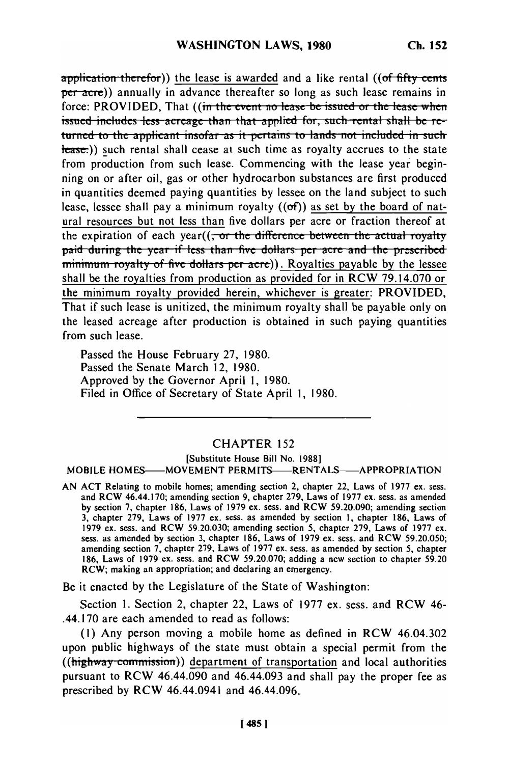~~application therefor~~)) the lease is awarded and a like rental ((~~of fifty cents per acre~~)) annually in advance thereafter so long as such lease remains in force: PROVIDED, That ((~~in the event no lease be issued or the lease when issued includes less acreage than that applied for, such rental shall be returned to the applicant insofar as it pertains to lands not included in such lease.~~)) such rental shall cease at such time as royalty accrues to the state from production from such lease. Commencing with the lease year beginning on or after oil, gas or other hydrocarbon substances are first produced in quantities deemed paying quantities by lessee on the land subject to such lease, lessee shall pay a minimum royalty ((~~of~~)) as set by the board of natural resources but not less than five dollars per acre or fraction thereof at the expiration of each year((~~, or the difference between the actual royalty paid during the year if less than five dollars per acre and the prescribed minimum royalty of five dollars per acre~~)). Royalties payable by the lessee shall be the royalties from production as provided for in RCW 79.14.070 or the minimum royalty provided herein, whichever is greater: PROVIDED, That if such lease is unitized, the minimum royalty shall be payable only on the leased acreage after production is obtained in such paying quantities from such lease.

Passed the House February 27, 1980.
Passed the Senate March 12, 1980.
Approved by the Governor April 1, 1980.
Filed in Office of Secretary of State April 1, 1980.

---

## CHAPTER 152

[Substitute House Bill No. 1988]

MOBILE HOMES——MOVEMENT PERMITS——RENTALS——APPROPRIATION

AN ACT Relating to mobile homes; amending section 2, chapter 22, Laws of 1977 ex. sess. and RCW 46.44.170; amending section 9, chapter 279, Laws of 1977 ex. sess. as amended by section 7, chapter 186, Laws of 1979 ex. sess. and RCW 59.20.090; amending section 3, chapter 279, Laws of 1977 ex. sess. as amended by section 1, chapter 186, Laws of 1979 ex. sess. and RCW 59.20.030; amending section 5, chapter 279, Laws of 1977 ex. sess. as amended by section 3, chapter 186, Laws of 1979 ex. sess. and RCW 59.20.050; amending section 7, chapter 279, Laws of 1977 ex. sess. as amended by section 5, chapter 186, Laws of 1979 ex. sess. and RCW 59.20.070; adding a new section to chapter 59.20 RCW; making an appropriation; and declaring an emergency.

Be it enacted by the Legislature of the State of Washington:

Section 1. Section 2, chapter 22, Laws of 1977 ex. sess. and RCW 46.44.170 are each amended to read as follows:

(1) Any person moving a mobile home as defined in RCW 46.04.302 upon public highways of the state must obtain a special permit from the ((~~highway commission~~)) department of transportation and local authorities pursuant to RCW 46.44.090 and 46.44.093 and shall pay the proper fee as prescribed by RCW 46.44.0941 and 46.44.096.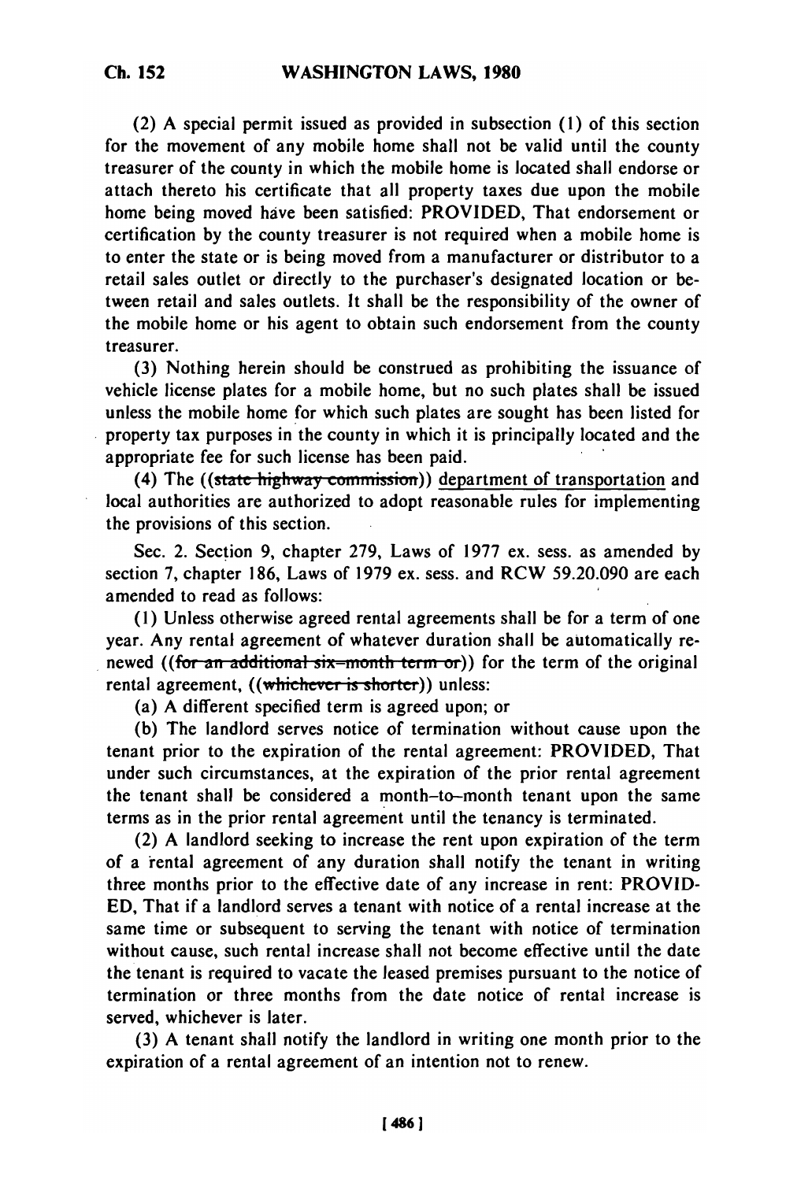(2) A special permit issued as provided in subsection (1) of this section for the movement of any mobile home shall not be valid until the county treasurer of the county in which the mobile home is located shall endorse or attach thereto his certificate that all property taxes due upon the mobile home being moved have been satisfied: PROVIDED, That endorsement or certification by the county treasurer is not required when a mobile home is to enter the state or is being moved from a manufacturer or distributor to a retail sales outlet or directly to the purchaser's designated location or between retail and sales outlets. It shall be the responsibility of the owner of the mobile home or his agent to obtain such endorsement from the county treasurer.

(3) Nothing herein should be construed as prohibiting the issuance of vehicle license plates for a mobile home, but no such plates shall be issued unless the mobile home for which such plates are sought has been listed for property tax purposes in the county in which it is principally located and the appropriate fee for such license has been paid.

(4) The ((~~state highway commission~~)) department of transportation and local authorities are authorized to adopt reasonable rules for implementing the provisions of this section.

Sec. 2. Section 9, chapter 279, Laws of 1977 ex. sess. as amended by section 7, chapter 186, Laws of 1979 ex. sess. and RCW 59.20.090 are each amended to read as follows:

(1) Unless otherwise agreed rental agreements shall be for a term of one year. Any rental agreement of whatever duration shall be automatically renewed ((~~for an additional six-month term or~~)) for the term of the original rental agreement, ((~~whichever is shorter~~)) unless:

(a) A different specified term is agreed upon; or

(b) The landlord serves notice of termination without cause upon the tenant prior to the expiration of the rental agreement: PROVIDED, That under such circumstances, at the expiration of the prior rental agreement the tenant shall be considered a month-to-month tenant upon the same terms as in the prior rental agreement until the tenancy is terminated.

(2) A landlord seeking to increase the rent upon expiration of the term of a rental agreement of any duration shall notify the tenant in writing three months prior to the effective date of any increase in rent: PROVIDED, That if a landlord serves a tenant with notice of a rental increase at the same time or subsequent to serving the tenant with notice of termination without cause, such rental increase shall not become effective until the date the tenant is required to vacate the leased premises pursuant to the notice of termination or three months from the date notice of rental increase is served, whichever is later.

(3) A tenant shall notify the landlord in writing one month prior to the expiration of a rental agreement of an intention not to renew.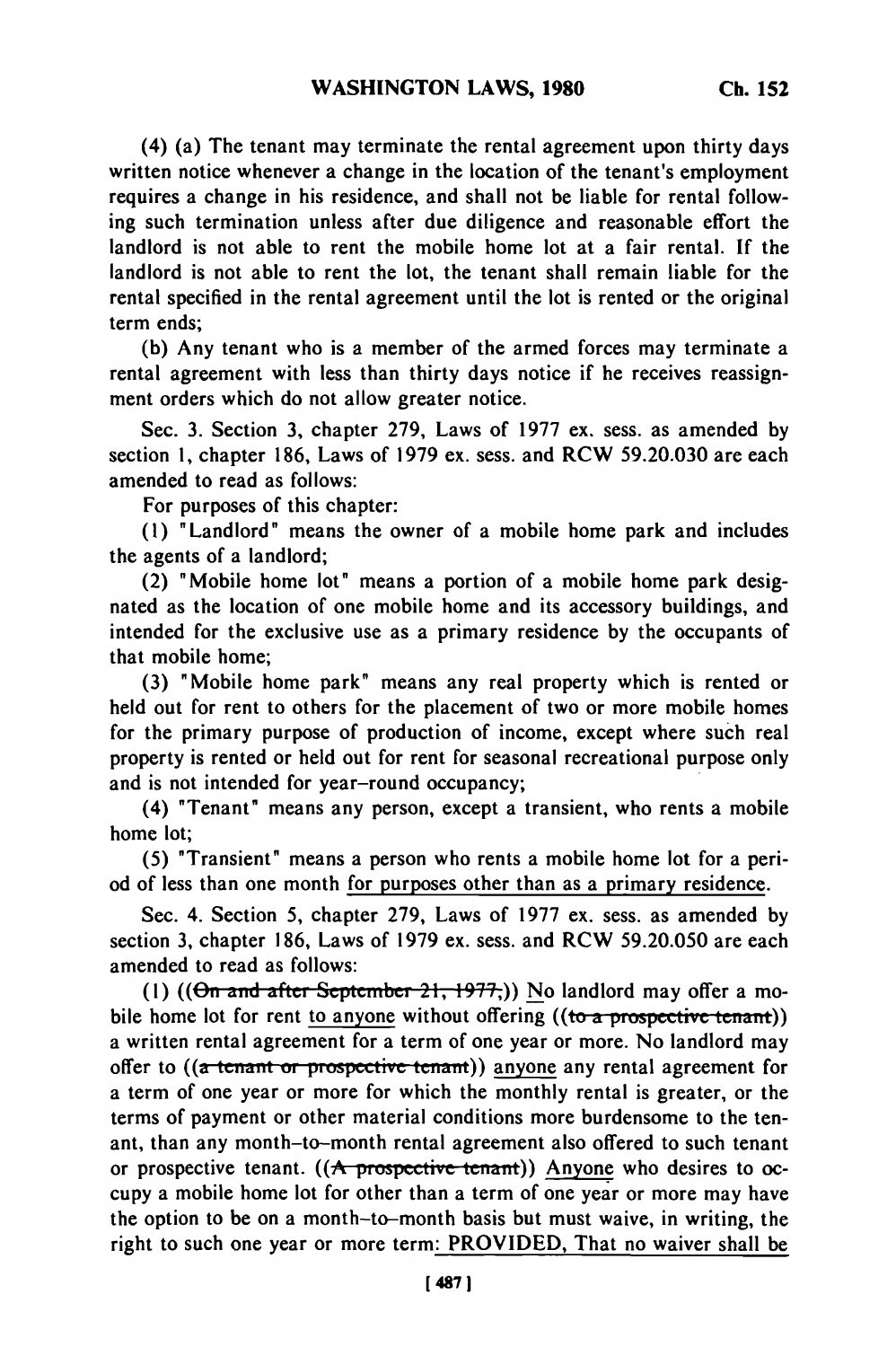(4) (a) The tenant may terminate the rental agreement upon thirty days written notice whenever a change in the location of the tenant's employment requires a change in his residence, and shall not be liable for rental following such termination unless after due diligence and reasonable effort the landlord is not able to rent the mobile home lot at a fair rental. If the landlord is not able to rent the lot, the tenant shall remain liable for the rental specified in the rental agreement until the lot is rented or the original term ends;

(b) Any tenant who is a member of the armed forces may terminate a rental agreement with less than thirty days notice if he receives reassignment orders which do not allow greater notice.

Sec. 3. Section 3, chapter 279, Laws of 1977 ex. sess. as amended by section 1, chapter 186, Laws of 1979 ex. sess. and RCW 59.20.030 are each amended to read as follows:

For purposes of this chapter:

(1) "Landlord" means the owner of a mobile home park and includes the agents of a landlord;

(2) "Mobile home lot" means a portion of a mobile home park designated as the location of one mobile home and its accessory buildings, and intended for the exclusive use as a primary residence by the occupants of that mobile home;

(3) "Mobile home park" means any real property which is rented or held out for rent to others for the placement of two or more mobile homes for the primary purpose of production of income, except where such real property is rented or held out for rent for seasonal recreational purpose only and is not intended for year-round occupancy;

(4) "Tenant" means any person, except a transient, who rents a mobile home lot;

(5) "Transient" means a person who rents a mobile home lot for a period of less than one month <u>for purposes other than as a primary residence</u>.

Sec. 4. Section 5, chapter 279, Laws of 1977 ex. sess. as amended by section 3, chapter 186, Laws of 1979 ex. sess. and RCW 59.20.050 are each amended to read as follows:

(1) ((~~On and after September 21, 1977,~~)) <u>N</u>o landlord may offer a mobile home lot for rent <u>to anyone</u> without offering ((~~to a prospective tenant~~)) a written rental agreement for a term of one year or more. No landlord may offer to ((~~a tenant or prospective tenant~~)) <u>anyone</u> any rental agreement for a term of one year or more for which the monthly rental is greater, or the terms of payment or other material conditions more burdensome to the tenant, than any month-to-month rental agreement also offered to such tenant or prospective tenant. ((~~A prospective tenant~~)) <u>Anyone</u> who desires to occupy a mobile home lot for other than a term of one year or more may have the option to be on a month-to-month basis but must waive, in writing, the right to such one year or more term<u>: PROVIDED, That no waiver shall be</u>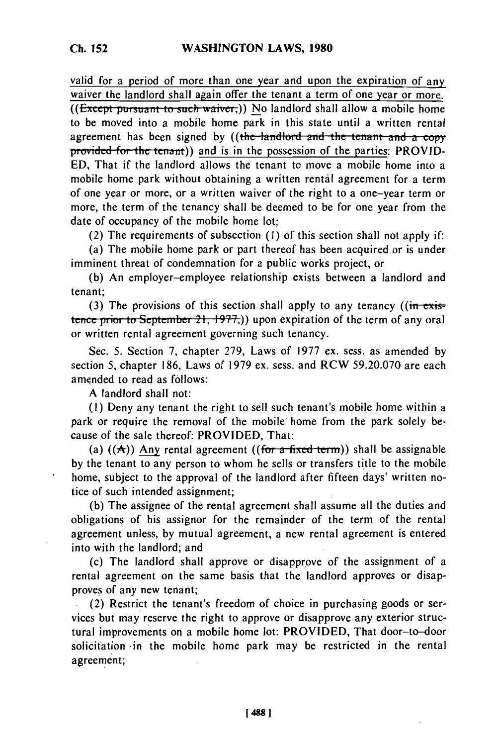valid for a period of more than one year and upon the expiration of any waiver the landlord shall again offer the tenant a term of one year or more. ((~~Except pursuant to such waiver,~~)) No landlord shall allow a mobile home to be moved into a mobile home park in this state until a written rental agreement has been signed by ((~~the landlord and the tenant and a copy provided for the tenant~~)) and is in the possession of the parties: PROVIDED, That if the landlord allows the tenant to move a mobile home into a mobile home park without obtaining a written rental agreement for a term of one year or more, or a written waiver of the right to a one-year term or more, the term of the tenancy shall be deemed to be for one year from the date of occupancy of the mobile home lot;

(2) The requirements of subsection (1) of this section shall not apply if:

(a) The mobile home park or part thereof has been acquired or is under imminent threat of condemnation for a public works project, or

(b) An employer-employee relationship exists between a landlord and tenant;

(3) The provisions of this section shall apply to any tenancy ((~~in existence prior to September 21, 1977,~~)) upon expiration of the term of any oral or written rental agreement governing such tenancy.

Sec. 5. Section 7, chapter 279, Laws of 1977 ex. sess. as amended by section 5, chapter 186, Laws of 1979 ex. sess. and RCW 59.20.070 are each amended to read as follows:

A landlord shall not:

(1) Deny any tenant the right to sell such tenant's mobile home within a park or require the removal of the mobile home from the park solely because of the sale thereof: PROVIDED, That:

(a) ((~~A~~)) Any rental agreement ((~~for a fixed term~~)) shall be assignable by the tenant to any person to whom he sells or transfers title to the mobile home, subject to the approval of the landlord after fifteen days' written notice of such intended assignment;

(b) The assignee of the rental agreement shall assume all the duties and obligations of his assignor for the remainder of the term of the rental agreement unless, by mutual agreement, a new rental agreement is entered into with the landlord; and

(c) The landlord shall approve or disapprove of the assignment of a rental agreement on the same basis that the landlord approves or disapproves of any new tenant;

(2) Restrict the tenant's freedom of choice in purchasing goods or services but may reserve the right to approve or disapprove any exterior structural improvements on a mobile home lot: PROVIDED, That door-to-door solicitation in the mobile home park may be restricted in the rental agreement;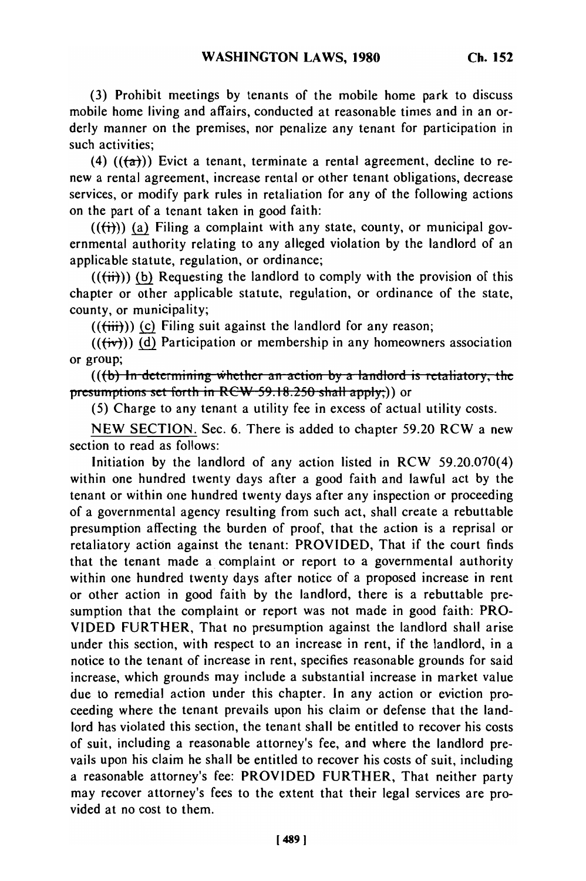(3) Prohibit meetings by tenants of the mobile home park to discuss mobile home living and affairs, conducted at reasonable times and in an orderly manner on the premises, nor penalize any tenant for participation in such activities;

(4) (((a))) Evict a tenant, terminate a rental agreement, decline to renew a rental agreement, increase rental or other tenant obligations, decrease services, or modify park rules in retaliation for any of the following actions on the part of a tenant taken in good faith:

(((i))) (a) Filing a complaint with any state, county, or municipal governmental authority relating to any alleged violation by the landlord of an applicable statute, regulation, or ordinance;

(((ii))) (b) Requesting the landlord to comply with the provision of this chapter or other applicable statute, regulation, or ordinance of the state, county, or municipality;

(((iii))) (c) Filing suit against the landlord for any reason;

(((iv))) (d) Participation or membership in any homeowners association or group;

(((b) ~~In determining whether an action by a landlord is retaliatory, the presumptions set forth in RCW 59.18.250 shall apply;~~)) or

(5) Charge to any tenant a utility fee in excess of actual utility costs.

NEW SECTION. Sec. 6. There is added to chapter 59.20 RCW a new section to read as follows:

Initiation by the landlord of any action listed in RCW 59.20.070(4) within one hundred twenty days after a good faith and lawful act by the tenant or within one hundred twenty days after any inspection or proceeding of a governmental agency resulting from such act, shall create a rebuttable presumption affecting the burden of proof, that the action is a reprisal or retaliatory action against the tenant: PROVIDED, That if the court finds that the tenant made a complaint or report to a governmental authority within one hundred twenty days after notice of a proposed increase in rent or other action in good faith by the landlord, there is a rebuttable presumption that the complaint or report was not made in good faith: PROVIDED FURTHER, That no presumption against the landlord shall arise under this section, with respect to an increase in rent, if the landlord, in a notice to the tenant of increase in rent, specifies reasonable grounds for said increase, which grounds may include a substantial increase in market value due to remedial action under this chapter. In any action or eviction proceeding where the tenant prevails upon his claim or defense that the landlord has violated this section, the tenant shall be entitled to recover his costs of suit, including a reasonable attorney's fee, and where the landlord prevails upon his claim he shall be entitled to recover his costs of suit, including a reasonable attorney's fee: PROVIDED FURTHER, That neither party may recover attorney's fees to the extent that their legal services are provided at no cost to them.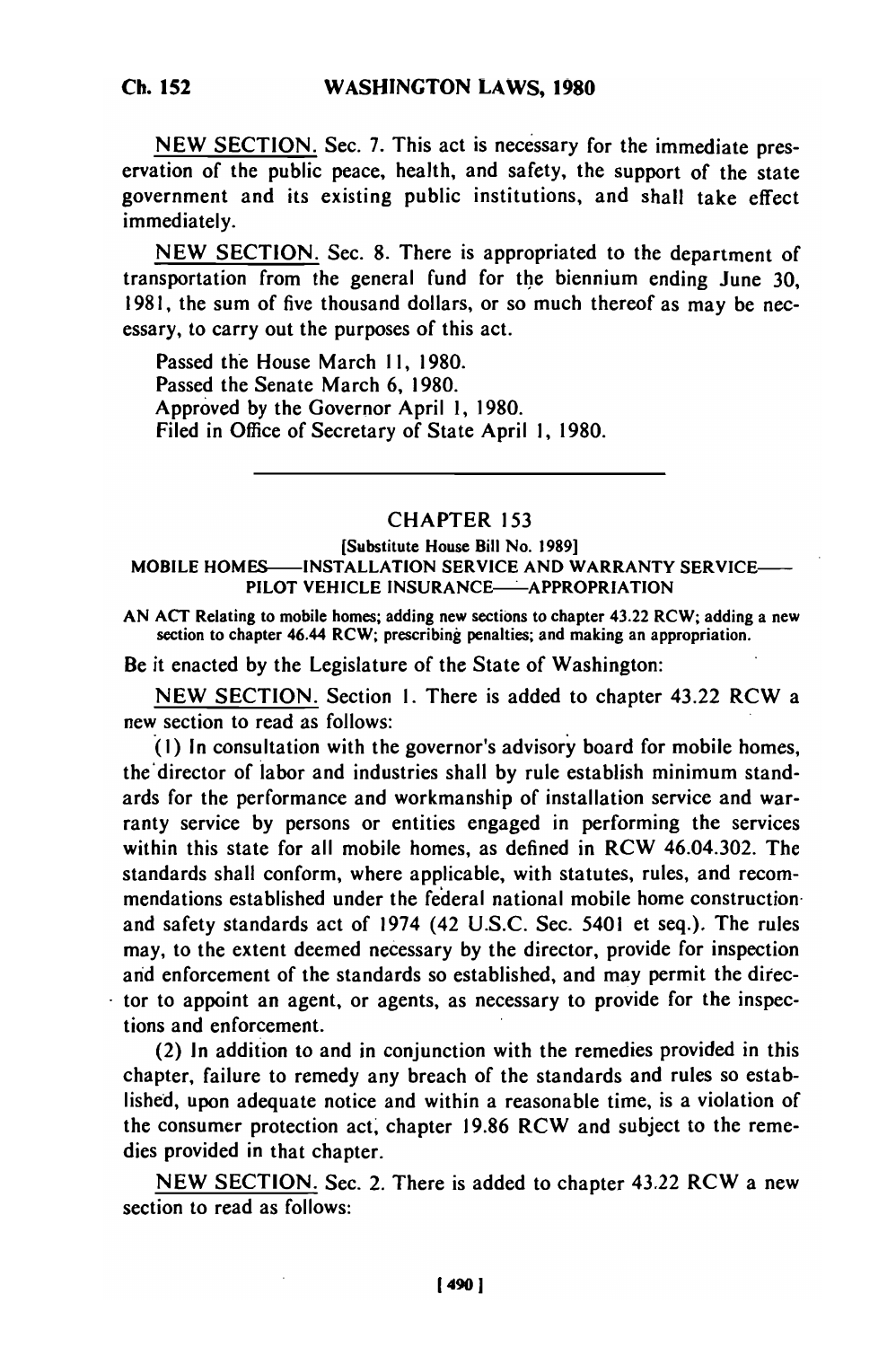NEW SECTION. Sec. 7. This act is necessary for the immediate preservation of the public peace, health, and safety, the support of the state government and its existing public institutions, and shall take effect immediately.

NEW SECTION. Sec. 8. There is appropriated to the department of transportation from the general fund for the biennium ending June 30, 1981, the sum of five thousand dollars, or so much thereof as may be necessary, to carry out the purposes of this act.

Passed the House March 11, 1980.
Passed the Senate March 6, 1980.
Approved by the Governor April 1, 1980.
Filed in Office of Secretary of State April 1, 1980.

---

## CHAPTER 153

[Substitute House Bill No. 1989]

### MOBILE HOMES——INSTALLATION SERVICE AND WARRANTY SERVICE——PILOT VEHICLE INSURANCE——APPROPRIATION

AN ACT Relating to mobile homes; adding new sections to chapter 43.22 RCW; adding a new section to chapter 46.44 RCW; prescribing penalties; and making an appropriation.

Be it enacted by the Legislature of the State of Washington:

NEW SECTION. Section 1. There is added to chapter 43.22 RCW a new section to read as follows:

(1) In consultation with the governor's advisory board for mobile homes, the director of labor and industries shall by rule establish minimum standards for the performance and workmanship of installation service and warranty service by persons or entities engaged in performing the services within this state for all mobile homes, as defined in RCW 46.04.302. The standards shall conform, where applicable, with statutes, rules, and recommendations established under the federal national mobile home construction and safety standards act of 1974 (42 U.S.C. Sec. 5401 et seq.). The rules may, to the extent deemed necessary by the director, provide for inspection and enforcement of the standards so established, and may permit the director to appoint an agent, or agents, as necessary to provide for the inspections and enforcement.

(2) In addition to and in conjunction with the remedies provided in this chapter, failure to remedy any breach of the standards and rules so established, upon adequate notice and within a reasonable time, is a violation of the consumer protection act, chapter 19.86 RCW and subject to the remedies provided in that chapter.

NEW SECTION. Sec. 2. There is added to chapter 43.22 RCW a new section to read as follows: